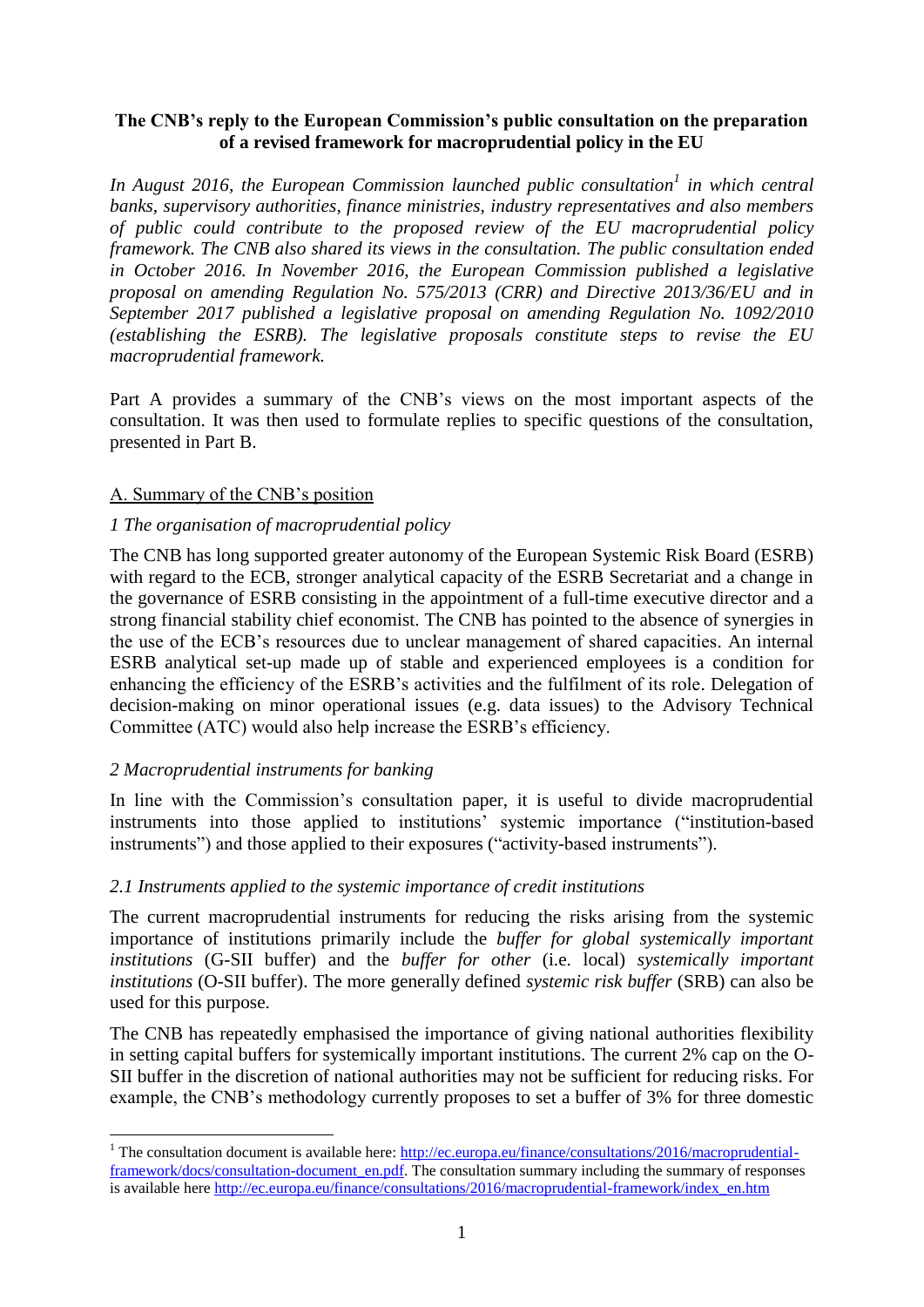**The CNB's reply to the European Commission's public consultation on the preparation of a revised framework for macroprudential policy in the EU**

*In August 2016, the European Commission launched public consultation[1] in which central banks, supervisory authorities, finance ministries, industry representatives and also members of public could contribute to the proposed review of the EU macroprudential policy framework. The CNB also shared its views in the consultation. The public consultation ended in October 2016. In November 2016, the European Commission published a legislative proposal on amending Regulation No. 575/2013 (CRR) and Directive 2013/36/EU and in September 2017 published a legislative proposal on amending Regulation No. 1092/2010 (establishing the ESRB). The legislative proposals constitute steps to revise the EU macroprudential framework.*

Part A provides a summary of the CNB's views on the most important aspects of the consultation. It was then used to formulate replies to specific questions of the consultation, presented in Part B.

## A. Summary of the CNB's position

### *1 The organisation of macroprudential policy*

The CNB has long supported greater autonomy of the European Systemic Risk Board (ESRB) with regard to the ECB, stronger analytical capacity of the ESRB Secretariat and a change in the governance of ESRB consisting in the appointment of a full-time executive director and a strong financial stability chief economist. The CNB has pointed to the absence of synergies in the use of the ECB's resources due to unclear management of shared capacities. An internal ESRB analytical set-up made up of stable and experienced employees is a condition for enhancing the efficiency of the ESRB's activities and the fulfilment of its role. Delegation of decision-making on minor operational issues (e.g. data issues) to the Advisory Technical Committee (ATC) would also help increase the ESRB's efficiency.

### *2 Macroprudential instruments for banking*

In line with the Commission's consultation paper, it is useful to divide macroprudential instruments into those applied to institutions' systemic importance ("institution-based instruments") and those applied to their exposures ("activity-based instruments").

### *2.1 Instruments applied to the systemic importance of credit institutions*

The current macroprudential instruments for reducing the risks arising from the systemic importance of institutions primarily include the *buffer for global systemically important institutions* (G-SII buffer) and the *buffer for other* (i.e. local) *systemically important institutions* (O-SII buffer). The more generally defined *systemic risk buffer* (SRB) can also be used for this purpose.

The CNB has repeatedly emphasised the importance of giving national authorities flexibility in setting capital buffers for systemically important institutions. The current 2% cap on the O-SII buffer in the discretion of national authorities may not be sufficient for reducing risks. For example, the CNB's methodology currently proposes to set a buffer of 3% for three domestic

---

[1] The consultation document is available here: http://ec.europa.eu/finance/consultations/2016/macroprudential-framework/docs/consultation-document_en.pdf. The consultation summary including the summary of responses is available here http://ec.europa.eu/finance/consultations/2016/macroprudential-framework/index_en.htm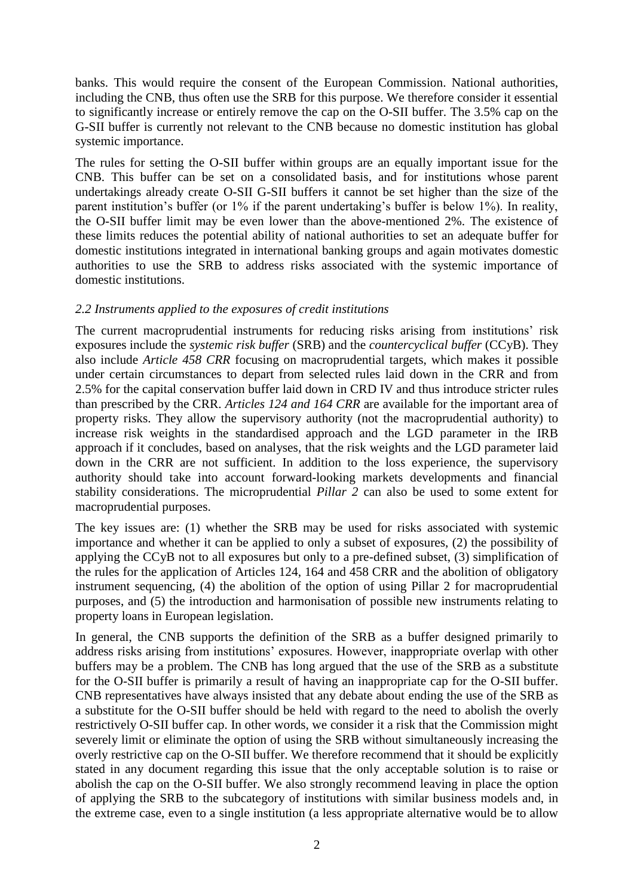banks. This would require the consent of the European Commission. National authorities, including the CNB, thus often use the SRB for this purpose. We therefore consider it essential to significantly increase or entirely remove the cap on the O-SII buffer. The 3.5% cap on the G-SII buffer is currently not relevant to the CNB because no domestic institution has global systemic importance.

The rules for setting the O-SII buffer within groups are an equally important issue for the CNB. This buffer can be set on a consolidated basis, and for institutions whose parent undertakings already create O-SII G-SII buffers it cannot be set higher than the size of the parent institution's buffer (or 1% if the parent undertaking's buffer is below 1%). In reality, the O-SII buffer limit may be even lower than the above-mentioned 2%. The existence of these limits reduces the potential ability of national authorities to set an adequate buffer for domestic institutions integrated in international banking groups and again motivates domestic authorities to use the SRB to address risks associated with the systemic importance of domestic institutions.

### *2.2 Instruments applied to the exposures of credit institutions*

The current macroprudential instruments for reducing risks arising from institutions' risk exposures include the *systemic risk buffer* (SRB) and the *countercyclical buffer* (CCyB). They also include *Article 458 CRR* focusing on macroprudential targets, which makes it possible under certain circumstances to depart from selected rules laid down in the CRR and from 2.5% for the capital conservation buffer laid down in CRD IV and thus introduce stricter rules than prescribed by the CRR. *Articles 124 and 164 CRR* are available for the important area of property risks. They allow the supervisory authority (not the macroprudential authority) to increase risk weights in the standardised approach and the LGD parameter in the IRB approach if it concludes, based on analyses, that the risk weights and the LGD parameter laid down in the CRR are not sufficient. In addition to the loss experience, the supervisory authority should take into account forward-looking markets developments and financial stability considerations. The microprudential *Pillar 2* can also be used to some extent for macroprudential purposes.

The key issues are: (1) whether the SRB may be used for risks associated with systemic importance and whether it can be applied to only a subset of exposures, (2) the possibility of applying the CCyB not to all exposures but only to a pre-defined subset, (3) simplification of the rules for the application of Articles 124, 164 and 458 CRR and the abolition of obligatory instrument sequencing, (4) the abolition of the option of using Pillar 2 for macroprudential purposes, and (5) the introduction and harmonisation of possible new instruments relating to property loans in European legislation.

In general, the CNB supports the definition of the SRB as a buffer designed primarily to address risks arising from institutions' exposures. However, inappropriate overlap with other buffers may be a problem. The CNB has long argued that the use of the SRB as a substitute for the O-SII buffer is primarily a result of having an inappropriate cap for the O-SII buffer. CNB representatives have always insisted that any debate about ending the use of the SRB as a substitute for the O-SII buffer should be held with regard to the need to abolish the overly restrictively O-SII buffer cap. In other words, we consider it a risk that the Commission might severely limit or eliminate the option of using the SRB without simultaneously increasing the overly restrictive cap on the O-SII buffer. We therefore recommend that it should be explicitly stated in any document regarding this issue that the only acceptable solution is to raise or abolish the cap on the O-SII buffer. We also strongly recommend leaving in place the option of applying the SRB to the subcategory of institutions with similar business models and, in the extreme case, even to a single institution (a less appropriate alternative would be to allow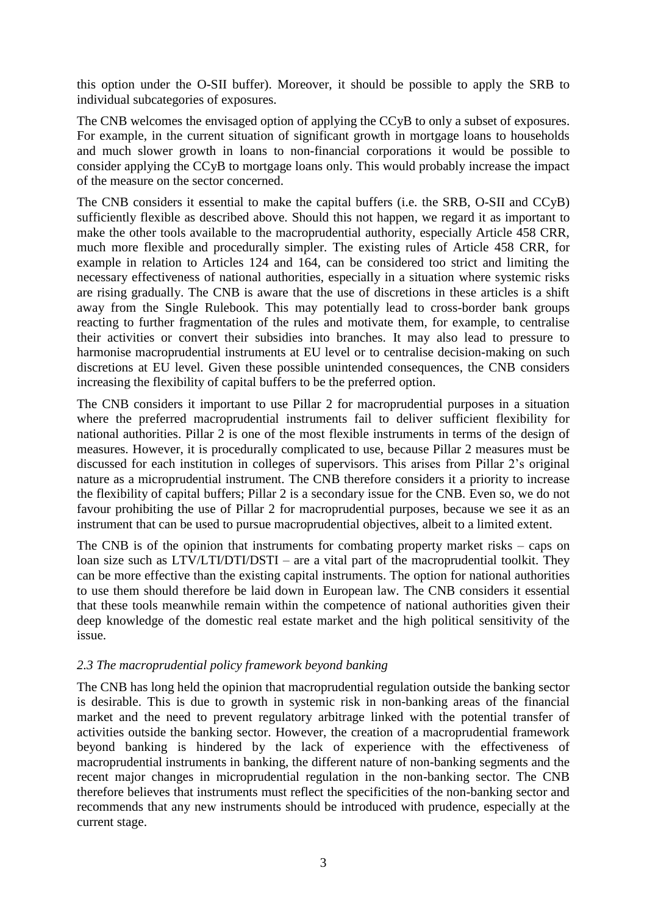this option under the O-SII buffer). Moreover, it should be possible to apply the SRB to individual subcategories of exposures.

The CNB welcomes the envisaged option of applying the CCyB to only a subset of exposures. For example, in the current situation of significant growth in mortgage loans to households and much slower growth in loans to non-financial corporations it would be possible to consider applying the CCyB to mortgage loans only. This would probably increase the impact of the measure on the sector concerned.

The CNB considers it essential to make the capital buffers (i.e. the SRB, O-SII and CCyB) sufficiently flexible as described above. Should this not happen, we regard it as important to make the other tools available to the macroprudential authority, especially Article 458 CRR, much more flexible and procedurally simpler. The existing rules of Article 458 CRR, for example in relation to Articles 124 and 164, can be considered too strict and limiting the necessary effectiveness of national authorities, especially in a situation where systemic risks are rising gradually. The CNB is aware that the use of discretions in these articles is a shift away from the Single Rulebook. This may potentially lead to cross-border bank groups reacting to further fragmentation of the rules and motivate them, for example, to centralise their activities or convert their subsidies into branches. It may also lead to pressure to harmonise macroprudential instruments at EU level or to centralise decision-making on such discretions at EU level. Given these possible unintended consequences, the CNB considers increasing the flexibility of capital buffers to be the preferred option.

The CNB considers it important to use Pillar 2 for macroprudential purposes in a situation where the preferred macroprudential instruments fail to deliver sufficient flexibility for national authorities. Pillar 2 is one of the most flexible instruments in terms of the design of measures. However, it is procedurally complicated to use, because Pillar 2 measures must be discussed for each institution in colleges of supervisors. This arises from Pillar 2's original nature as a microprudential instrument. The CNB therefore considers it a priority to increase the flexibility of capital buffers; Pillar 2 is a secondary issue for the CNB. Even so, we do not favour prohibiting the use of Pillar 2 for macroprudential purposes, because we see it as an instrument that can be used to pursue macroprudential objectives, albeit to a limited extent.

The CNB is of the opinion that instruments for combating property market risks – caps on loan size such as LTV/LTI/DTI/DSTI – are a vital part of the macroprudential toolkit. They can be more effective than the existing capital instruments. The option for national authorities to use them should therefore be laid down in European law. The CNB considers it essential that these tools meanwhile remain within the competence of national authorities given their deep knowledge of the domestic real estate market and the high political sensitivity of the issue.

### *2.3 The macroprudential policy framework beyond banking*

The CNB has long held the opinion that macroprudential regulation outside the banking sector is desirable. This is due to growth in systemic risk in non-banking areas of the financial market and the need to prevent regulatory arbitrage linked with the potential transfer of activities outside the banking sector. However, the creation of a macroprudential framework beyond banking is hindered by the lack of experience with the effectiveness of macroprudential instruments in banking, the different nature of non-banking segments and the recent major changes in microprudential regulation in the non-banking sector. The CNB therefore believes that instruments must reflect the specificities of the non-banking sector and recommends that any new instruments should be introduced with prudence, especially at the current stage.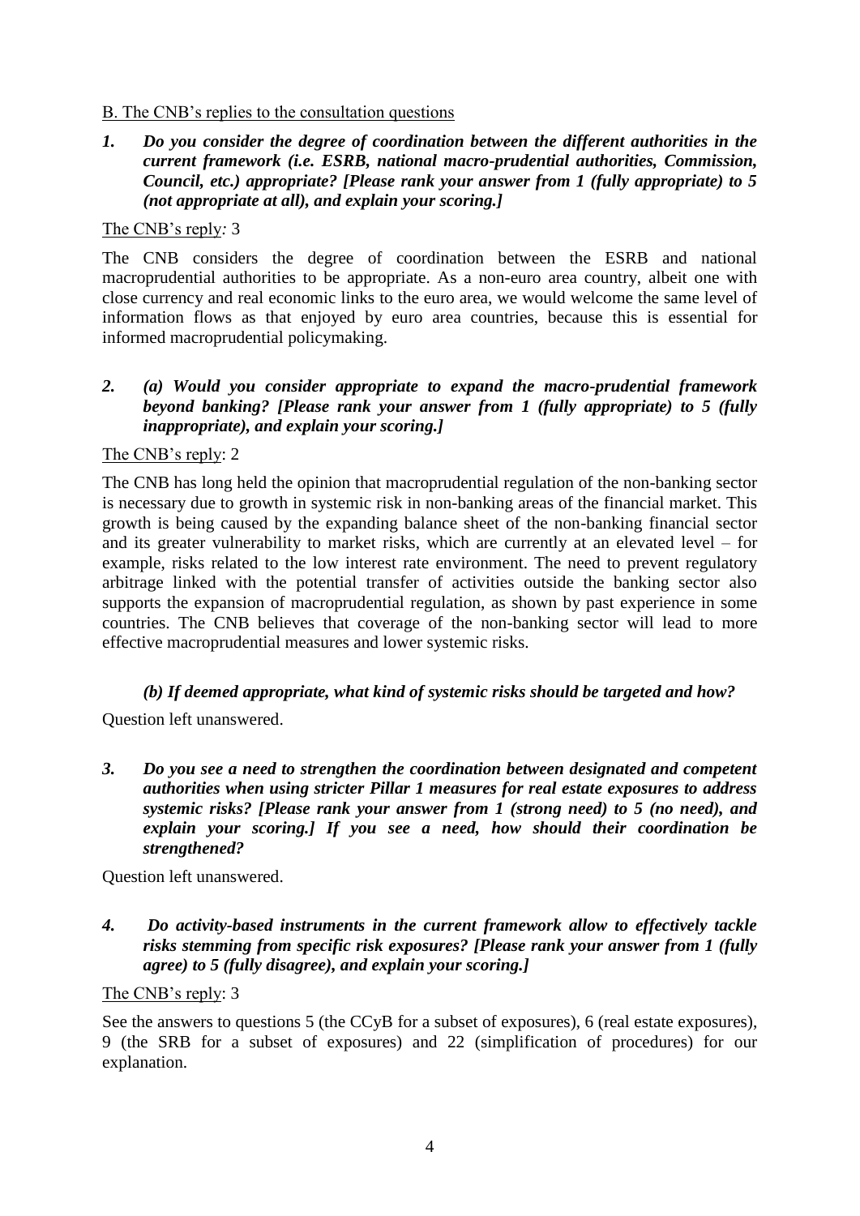B. The CNB's replies to the consultation questions

***1. Do you consider the degree of coordination between the different authorities in the current framework (i.e. ESRB, national macro-prudential authorities, Commission, Council, etc.) appropriate? [Please rank your answer from 1 (fully appropriate) to 5 (not appropriate at all), and explain your scoring.]***

The CNB's reply*:* 3

The CNB considers the degree of coordination between the ESRB and national macroprudential authorities to be appropriate. As a non-euro area country, albeit one with close currency and real economic links to the euro area, we would welcome the same level of information flows as that enjoyed by euro area countries, because this is essential for informed macroprudential policymaking.

***2. (a) Would you consider appropriate to expand the macro-prudential framework beyond banking? [Please rank your answer from 1 (fully appropriate) to 5 (fully inappropriate), and explain your scoring.]***

The CNB's reply: 2

The CNB has long held the opinion that macroprudential regulation of the non-banking sector is necessary due to growth in systemic risk in non-banking areas of the financial market. This growth is being caused by the expanding balance sheet of the non-banking financial sector and its greater vulnerability to market risks, which are currently at an elevated level – for example, risks related to the low interest rate environment. The need to prevent regulatory arbitrage linked with the potential transfer of activities outside the banking sector also supports the expansion of macroprudential regulation, as shown by past experience in some countries. The CNB believes that coverage of the non-banking sector will lead to more effective macroprudential measures and lower systemic risks.

***(b) If deemed appropriate, what kind of systemic risks should be targeted and how?***

Question left unanswered.

***3. Do you see a need to strengthen the coordination between designated and competent authorities when using stricter Pillar 1 measures for real estate exposures to address systemic risks? [Please rank your answer from 1 (strong need) to 5 (no need), and explain your scoring.] If you see a need, how should their coordination be strengthened?***

Question left unanswered.

***4. Do activity-based instruments in the current framework allow to effectively tackle risks stemming from specific risk exposures? [Please rank your answer from 1 (fully agree) to 5 (fully disagree), and explain your scoring.]***

The CNB's reply: 3

See the answers to questions 5 (the CCyB for a subset of exposures), 6 (real estate exposures), 9 (the SRB for a subset of exposures) and 22 (simplification of procedures) for our explanation.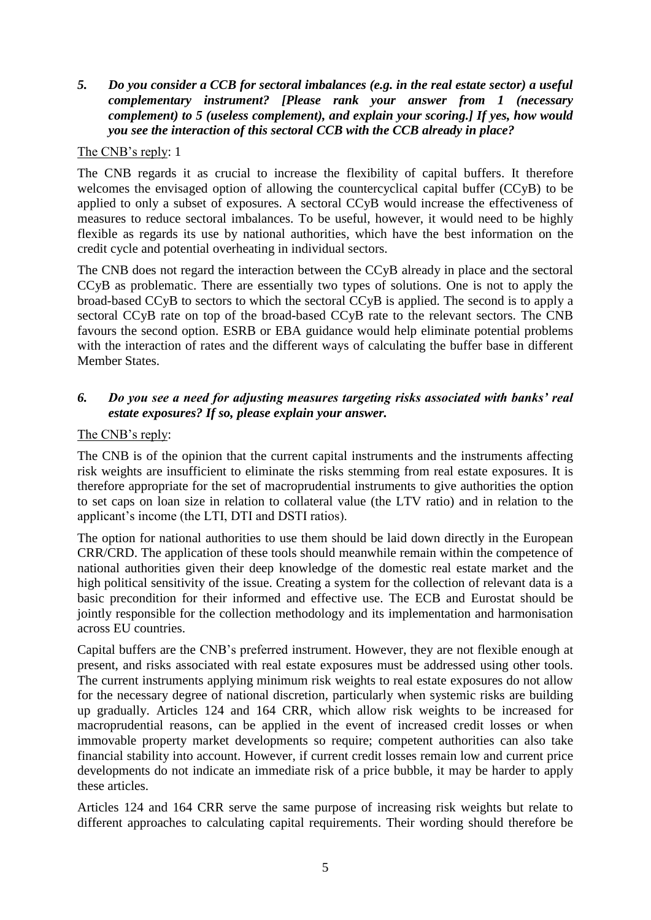*5. Do you consider a CCB for sectoral imbalances (e.g. in the real estate sector) a useful complementary instrument? [Please rank your answer from 1 (necessary complement) to 5 (useless complement), and explain your scoring.] If yes, how would you see the interaction of this sectoral CCB with the CCB already in place?*

The CNB's reply: 1

The CNB regards it as crucial to increase the flexibility of capital buffers. It therefore welcomes the envisaged option of allowing the countercyclical capital buffer (CCyB) to be applied to only a subset of exposures. A sectoral CCyB would increase the effectiveness of measures to reduce sectoral imbalances. To be useful, however, it would need to be highly flexible as regards its use by national authorities, which have the best information on the credit cycle and potential overheating in individual sectors.

The CNB does not regard the interaction between the CCyB already in place and the sectoral CCyB as problematic. There are essentially two types of solutions. One is not to apply the broad-based CCyB to sectors to which the sectoral CCyB is applied. The second is to apply a sectoral CCyB rate on top of the broad-based CCyB rate to the relevant sectors. The CNB favours the second option. ESRB or EBA guidance would help eliminate potential problems with the interaction of rates and the different ways of calculating the buffer base in different Member States.

*6. Do you see a need for adjusting measures targeting risks associated with banks' real estate exposures? If so, please explain your answer.*

The CNB's reply:

The CNB is of the opinion that the current capital instruments and the instruments affecting risk weights are insufficient to eliminate the risks stemming from real estate exposures. It is therefore appropriate for the set of macroprudential instruments to give authorities the option to set caps on loan size in relation to collateral value (the LTV ratio) and in relation to the applicant's income (the LTI, DTI and DSTI ratios).

The option for national authorities to use them should be laid down directly in the European CRR/CRD. The application of these tools should meanwhile remain within the competence of national authorities given their deep knowledge of the domestic real estate market and the high political sensitivity of the issue. Creating a system for the collection of relevant data is a basic precondition for their informed and effective use. The ECB and Eurostat should be jointly responsible for the collection methodology and its implementation and harmonisation across EU countries.

Capital buffers are the CNB's preferred instrument. However, they are not flexible enough at present, and risks associated with real estate exposures must be addressed using other tools. The current instruments applying minimum risk weights to real estate exposures do not allow for the necessary degree of national discretion, particularly when systemic risks are building up gradually. Articles 124 and 164 CRR, which allow risk weights to be increased for macroprudential reasons, can be applied in the event of increased credit losses or when immovable property market developments so require; competent authorities can also take financial stability into account. However, if current credit losses remain low and current price developments do not indicate an immediate risk of a price bubble, it may be harder to apply these articles.

Articles 124 and 164 CRR serve the same purpose of increasing risk weights but relate to different approaches to calculating capital requirements. Their wording should therefore be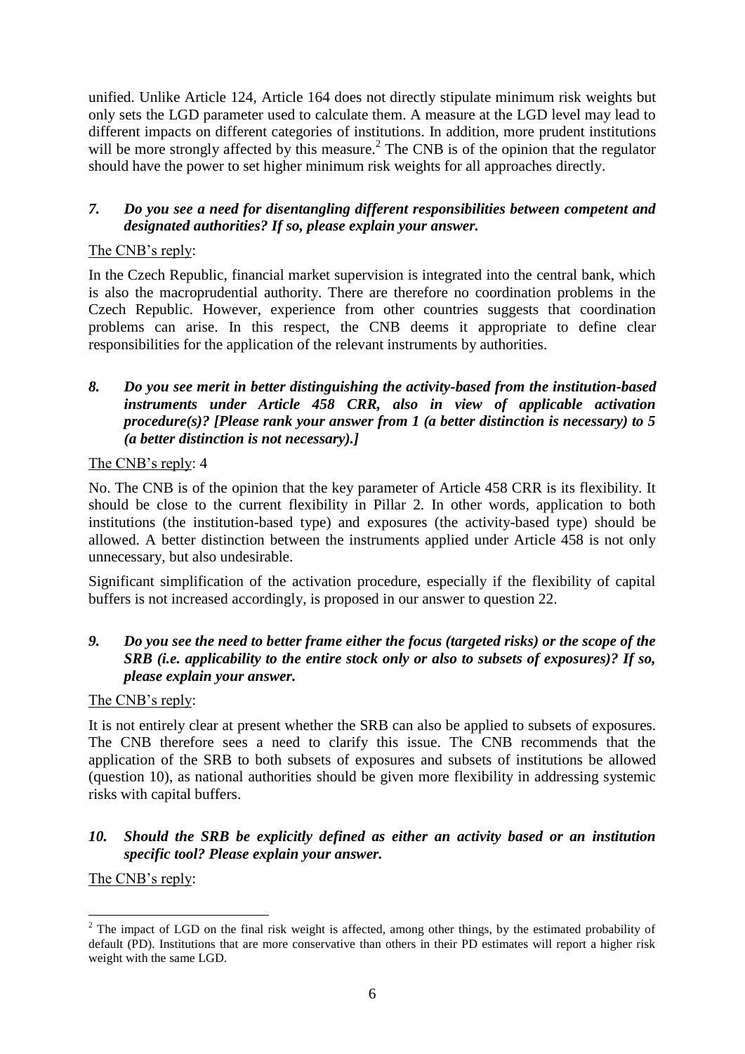unified. Unlike Article 124, Article 164 does not directly stipulate minimum risk weights but only sets the LGD parameter used to calculate them. A measure at the LGD level may lead to different impacts on different categories of institutions. In addition, more prudent institutions will be more strongly affected by this measure.[2] The CNB is of the opinion that the regulator should have the power to set higher minimum risk weights for all approaches directly.

### *7. Do you see a need for disentangling different responsibilities between competent and designated authorities? If so, please explain your answer.*

The CNB's reply:

In the Czech Republic, financial market supervision is integrated into the central bank, which is also the macroprudential authority. There are therefore no coordination problems in the Czech Republic. However, experience from other countries suggests that coordination problems can arise. In this respect, the CNB deems it appropriate to define clear responsibilities for the application of the relevant instruments by authorities.

### *8. Do you see merit in better distinguishing the activity-based from the institution-based instruments under Article 458 CRR, also in view of applicable activation procedure(s)? [Please rank your answer from 1 (a better distinction is necessary) to 5 (a better distinction is not necessary).]*

The CNB's reply: 4

No. The CNB is of the opinion that the key parameter of Article 458 CRR is its flexibility. It should be close to the current flexibility in Pillar 2. In other words, application to both institutions (the institution-based type) and exposures (the activity-based type) should be allowed. A better distinction between the instruments applied under Article 458 is not only unnecessary, but also undesirable.

Significant simplification of the activation procedure, especially if the flexibility of capital buffers is not increased accordingly, is proposed in our answer to question 22.

### *9. Do you see the need to better frame either the focus (targeted risks) or the scope of the SRB (i.e. applicability to the entire stock only or also to subsets of exposures)? If so, please explain your answer.*

The CNB's reply:

It is not entirely clear at present whether the SRB can also be applied to subsets of exposures. The CNB therefore sees a need to clarify this issue. The CNB recommends that the application of the SRB to both subsets of exposures and subsets of institutions be allowed (question 10), as national authorities should be given more flexibility in addressing systemic risks with capital buffers.

### *10. Should the SRB be explicitly defined as either an activity based or an institution specific tool? Please explain your answer.*

The CNB's reply:

---

[2] The impact of LGD on the final risk weight is affected, among other things, by the estimated probability of default (PD). Institutions that are more conservative than others in their PD estimates will report a higher risk weight with the same LGD.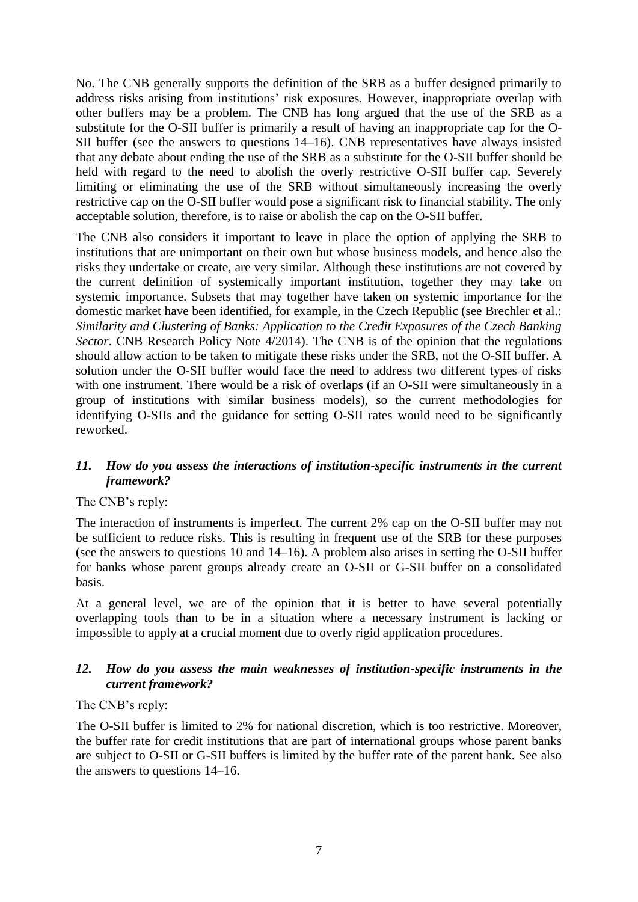No. The CNB generally supports the definition of the SRB as a buffer designed primarily to address risks arising from institutions' risk exposures. However, inappropriate overlap with other buffers may be a problem. The CNB has long argued that the use of the SRB as a substitute for the O-SII buffer is primarily a result of having an inappropriate cap for the O-SII buffer (see the answers to questions 14–16). CNB representatives have always insisted that any debate about ending the use of the SRB as a substitute for the O-SII buffer should be held with regard to the need to abolish the overly restrictive O-SII buffer cap. Severely limiting or eliminating the use of the SRB without simultaneously increasing the overly restrictive cap on the O-SII buffer would pose a significant risk to financial stability. The only acceptable solution, therefore, is to raise or abolish the cap on the O-SII buffer.

The CNB also considers it important to leave in place the option of applying the SRB to institutions that are unimportant on their own but whose business models, and hence also the risks they undertake or create, are very similar. Although these institutions are not covered by the current definition of systemically important institution, together they may take on systemic importance. Subsets that may together have taken on systemic importance for the domestic market have been identified, for example, in the Czech Republic (see Brechler et al.: *Similarity and Clustering of Banks: Application to the Credit Exposures of the Czech Banking Sector*. CNB Research Policy Note 4/2014). The CNB is of the opinion that the regulations should allow action to be taken to mitigate these risks under the SRB, not the O-SII buffer. A solution under the O-SII buffer would face the need to address two different types of risks with one instrument. There would be a risk of overlaps (if an O-SII were simultaneously in a group of institutions with similar business models), so the current methodologies for identifying O-SIIs and the guidance for setting O-SII rates would need to be significantly reworked.

### *11. How do you assess the interactions of institution-specific instruments in the current framework?*

The CNB's reply:

The interaction of instruments is imperfect. The current 2% cap on the O-SII buffer may not be sufficient to reduce risks. This is resulting in frequent use of the SRB for these purposes (see the answers to questions 10 and 14–16). A problem also arises in setting the O-SII buffer for banks whose parent groups already create an O-SII or G-SII buffer on a consolidated basis.

At a general level, we are of the opinion that it is better to have several potentially overlapping tools than to be in a situation where a necessary instrument is lacking or impossible to apply at a crucial moment due to overly rigid application procedures.

### *12. How do you assess the main weaknesses of institution-specific instruments in the current framework?*

The CNB's reply:

The O-SII buffer is limited to 2% for national discretion, which is too restrictive. Moreover, the buffer rate for credit institutions that are part of international groups whose parent banks are subject to O-SII or G-SII buffers is limited by the buffer rate of the parent bank. See also the answers to questions 14–16.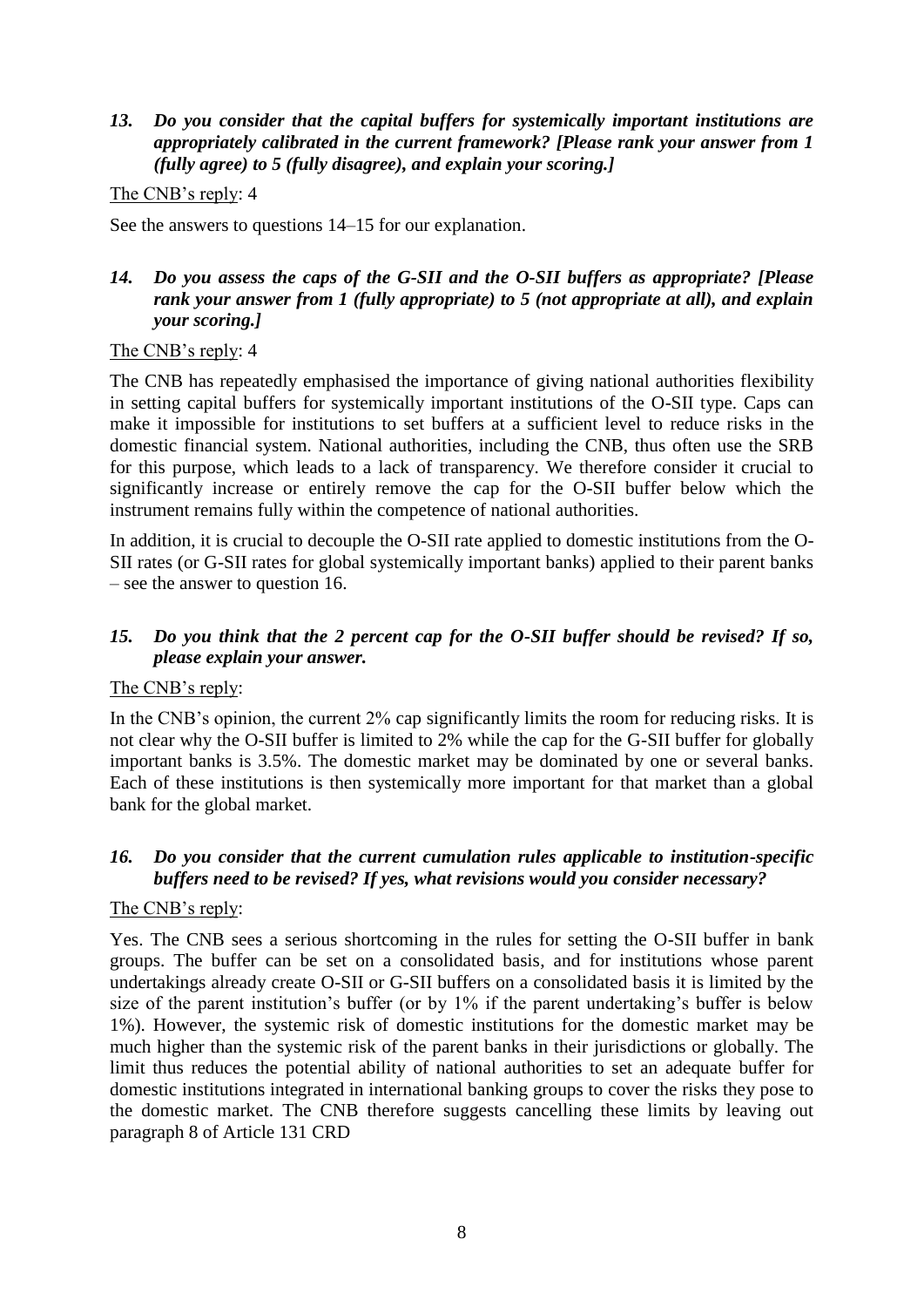***13. Do you consider that the capital buffers for systemically important institutions are appropriately calibrated in the current framework? [Please rank your answer from 1 (fully agree) to 5 (fully disagree), and explain your scoring.]***

The CNB's reply: 4

See the answers to questions 14–15 for our explanation.

***14. Do you assess the caps of the G-SII and the O-SII buffers as appropriate? [Please rank your answer from 1 (fully appropriate) to 5 (not appropriate at all), and explain your scoring.]***

The CNB's reply: 4

The CNB has repeatedly emphasised the importance of giving national authorities flexibility in setting capital buffers for systemically important institutions of the O-SII type. Caps can make it impossible for institutions to set buffers at a sufficient level to reduce risks in the domestic financial system. National authorities, including the CNB, thus often use the SRB for this purpose, which leads to a lack of transparency. We therefore consider it crucial to significantly increase or entirely remove the cap for the O-SII buffer below which the instrument remains fully within the competence of national authorities.

In addition, it is crucial to decouple the O-SII rate applied to domestic institutions from the O-SII rates (or G-SII rates for global systemically important banks) applied to their parent banks – see the answer to question 16.

***15. Do you think that the 2 percent cap for the O-SII buffer should be revised? If so, please explain your answer.***

The CNB's reply:

In the CNB's opinion, the current 2% cap significantly limits the room for reducing risks. It is not clear why the O-SII buffer is limited to 2% while the cap for the G-SII buffer for globally important banks is 3.5%. The domestic market may be dominated by one or several banks. Each of these institutions is then systemically more important for that market than a global bank for the global market.

***16. Do you consider that the current cumulation rules applicable to institution-specific buffers need to be revised? If yes, what revisions would you consider necessary?***

The CNB's reply:

Yes. The CNB sees a serious shortcoming in the rules for setting the O-SII buffer in bank groups. The buffer can be set on a consolidated basis, and for institutions whose parent undertakings already create O-SII or G-SII buffers on a consolidated basis it is limited by the size of the parent institution's buffer (or by 1% if the parent undertaking's buffer is below 1%). However, the systemic risk of domestic institutions for the domestic market may be much higher than the systemic risk of the parent banks in their jurisdictions or globally. The limit thus reduces the potential ability of national authorities to set an adequate buffer for domestic institutions integrated in international banking groups to cover the risks they pose to the domestic market. The CNB therefore suggests cancelling these limits by leaving out paragraph 8 of Article 131 CRD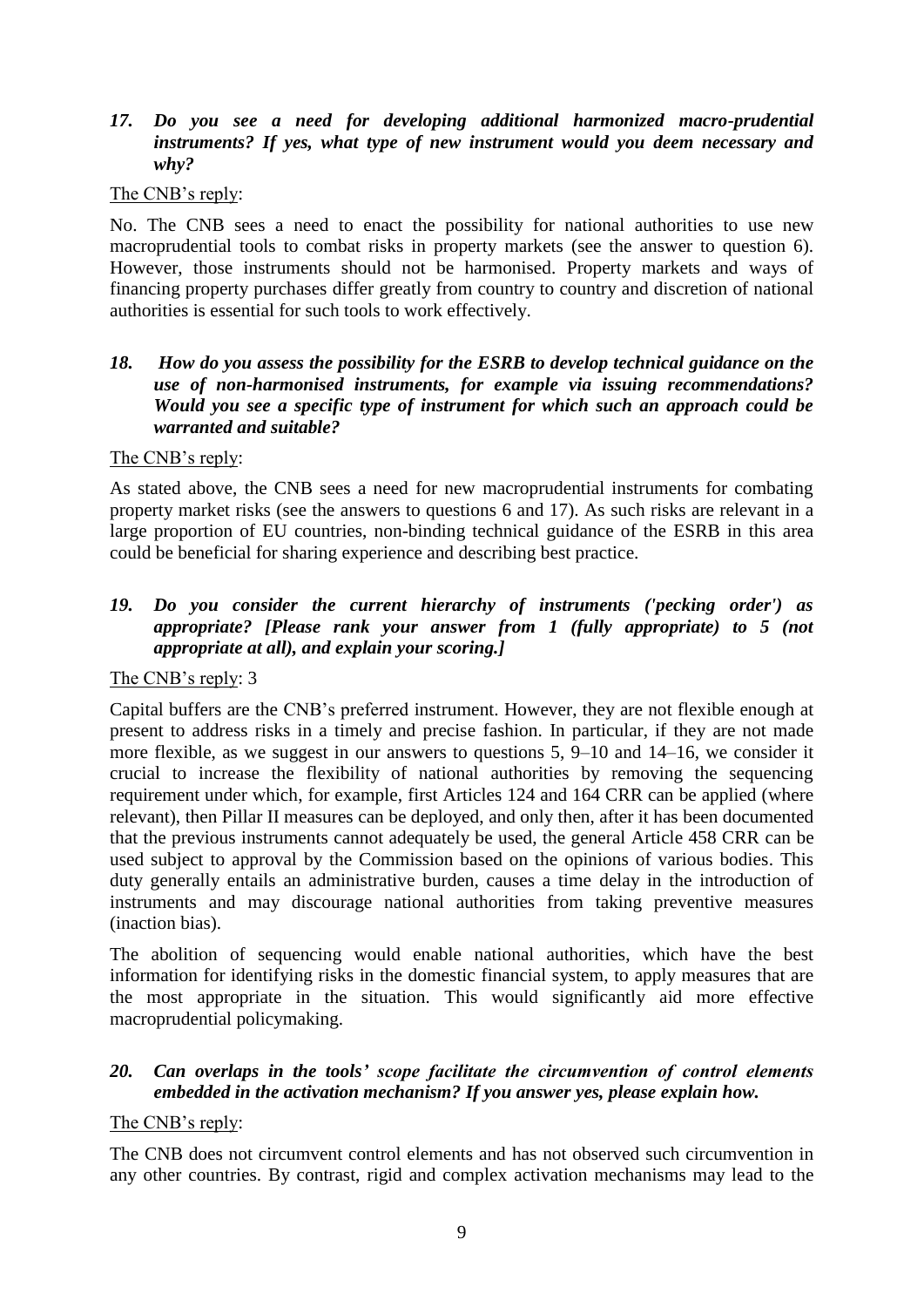***17. Do you see a need for developing additional harmonized macro-prudential instruments? If yes, what type of new instrument would you deem necessary and why?***

The CNB's reply:

No. The CNB sees a need to enact the possibility for national authorities to use new macroprudential tools to combat risks in property markets (see the answer to question 6). However, those instruments should not be harmonised. Property markets and ways of financing property purchases differ greatly from country to country and discretion of national authorities is essential for such tools to work effectively.

***18. How do you assess the possibility for the ESRB to develop technical guidance on the use of non-harmonised instruments, for example via issuing recommendations? Would you see a specific type of instrument for which such an approach could be warranted and suitable?***

The CNB's reply:

As stated above, the CNB sees a need for new macroprudential instruments for combating property market risks (see the answers to questions 6 and 17). As such risks are relevant in a large proportion of EU countries, non-binding technical guidance of the ESRB in this area could be beneficial for sharing experience and describing best practice.

***19. Do you consider the current hierarchy of instruments ('pecking order') as appropriate? [Please rank your answer from 1 (fully appropriate) to 5 (not appropriate at all), and explain your scoring.]***

The CNB's reply: 3

Capital buffers are the CNB's preferred instrument. However, they are not flexible enough at present to address risks in a timely and precise fashion. In particular, if they are not made more flexible, as we suggest in our answers to questions 5, 9–10 and 14–16, we consider it crucial to increase the flexibility of national authorities by removing the sequencing requirement under which, for example, first Articles 124 and 164 CRR can be applied (where relevant), then Pillar II measures can be deployed, and only then, after it has been documented that the previous instruments cannot adequately be used, the general Article 458 CRR can be used subject to approval by the Commission based on the opinions of various bodies. This duty generally entails an administrative burden, causes a time delay in the introduction of instruments and may discourage national authorities from taking preventive measures (inaction bias).

The abolition of sequencing would enable national authorities, which have the best information for identifying risks in the domestic financial system, to apply measures that are the most appropriate in the situation. This would significantly aid more effective macroprudential policymaking.

***20. Can overlaps in the tools' scope facilitate the circumvention of control elements embedded in the activation mechanism? If you answer yes, please explain how.***

The CNB's reply:

The CNB does not circumvent control elements and has not observed such circumvention in any other countries. By contrast, rigid and complex activation mechanisms may lead to the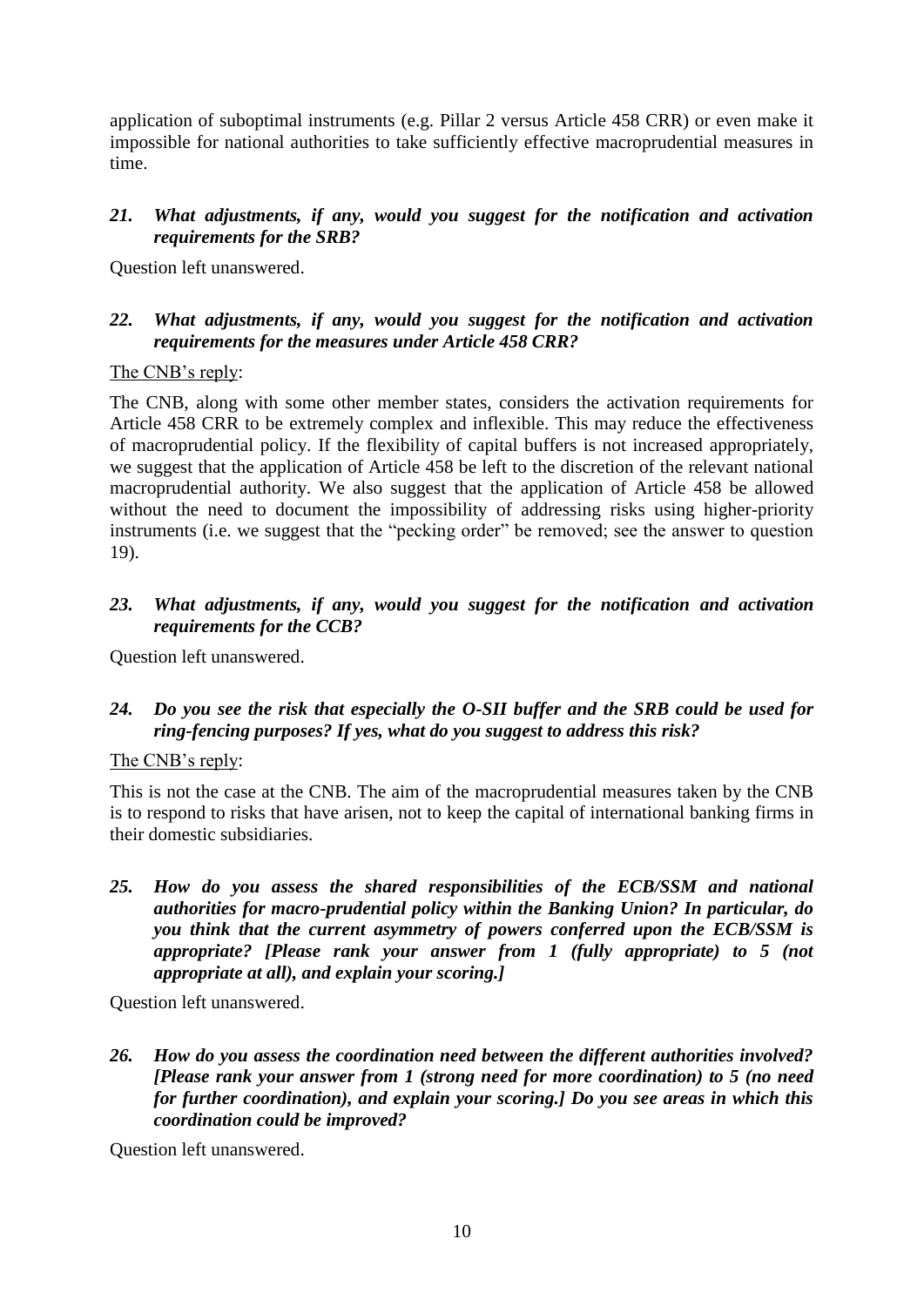application of suboptimal instruments (e.g. Pillar 2 versus Article 458 CRR) or even make it impossible for national authorities to take sufficiently effective macroprudential measures in time.

***21. What adjustments, if any, would you suggest for the notification and activation requirements for the SRB?***

Question left unanswered.

***22. What adjustments, if any, would you suggest for the notification and activation requirements for the measures under Article 458 CRR?***

The CNB's reply:

The CNB, along with some other member states, considers the activation requirements for Article 458 CRR to be extremely complex and inflexible. This may reduce the effectiveness of macroprudential policy. If the flexibility of capital buffers is not increased appropriately, we suggest that the application of Article 458 be left to the discretion of the relevant national macroprudential authority. We also suggest that the application of Article 458 be allowed without the need to document the impossibility of addressing risks using higher-priority instruments (i.e. we suggest that the "pecking order" be removed; see the answer to question 19).

***23. What adjustments, if any, would you suggest for the notification and activation requirements for the CCB?***

Question left unanswered.

***24. Do you see the risk that especially the O-SII buffer and the SRB could be used for ring-fencing purposes? If yes, what do you suggest to address this risk?***

The CNB's reply:

This is not the case at the CNB. The aim of the macroprudential measures taken by the CNB is to respond to risks that have arisen, not to keep the capital of international banking firms in their domestic subsidiaries.

***25. How do you assess the shared responsibilities of the ECB/SSM and national authorities for macro-prudential policy within the Banking Union? In particular, do you think that the current asymmetry of powers conferred upon the ECB/SSM is appropriate? [Please rank your answer from 1 (fully appropriate) to 5 (not appropriate at all), and explain your scoring.]***

Question left unanswered.

***26. How do you assess the coordination need between the different authorities involved? [Please rank your answer from 1 (strong need for more coordination) to 5 (no need for further coordination), and explain your scoring.] Do you see areas in which this coordination could be improved?***

Question left unanswered.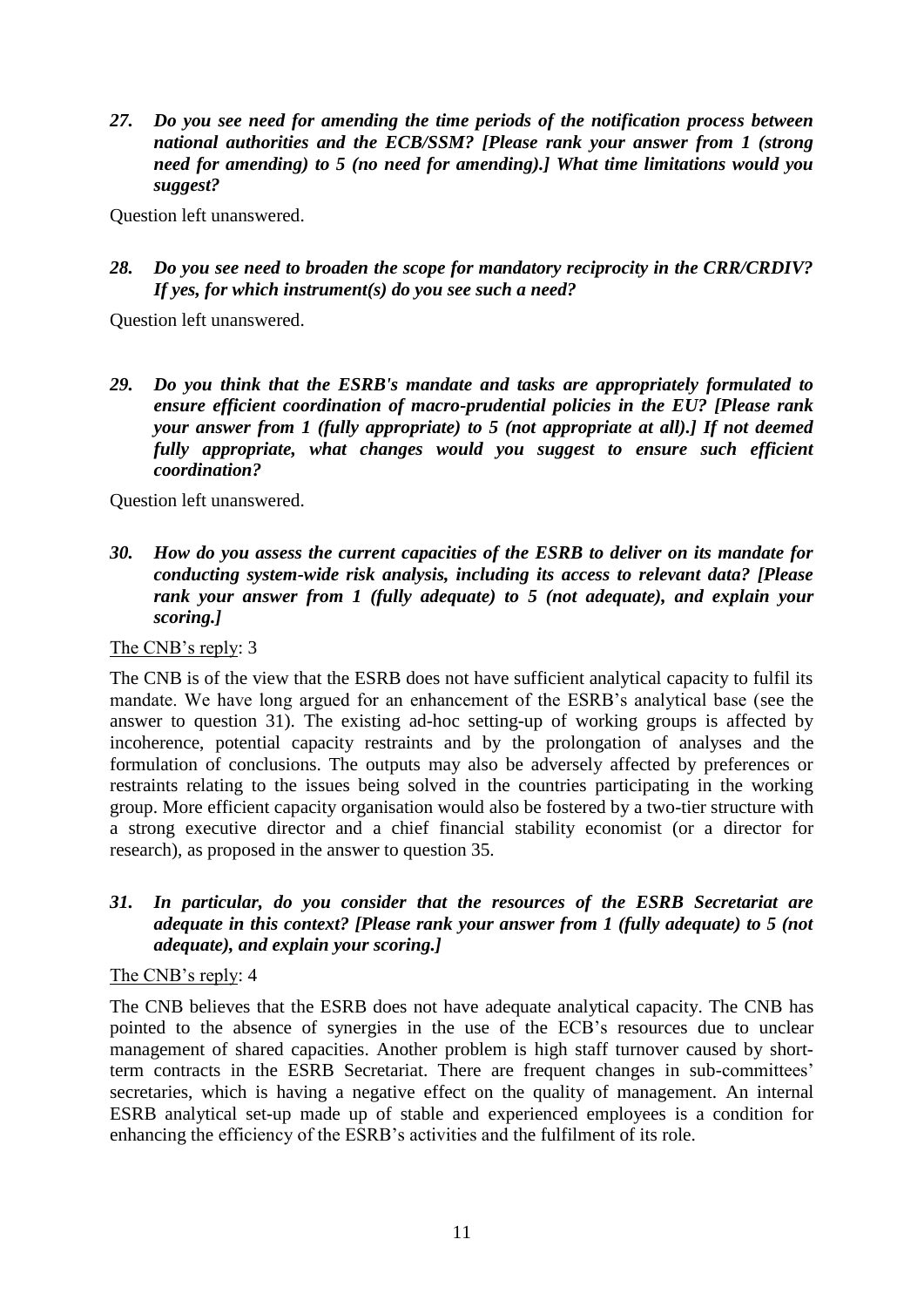***27. Do you see need for amending the time periods of the notification process between national authorities and the ECB/SSM? [Please rank your answer from 1 (strong need for amending) to 5 (no need for amending).] What time limitations would you suggest?***

Question left unanswered.

***28. Do you see need to broaden the scope for mandatory reciprocity in the CRR/CRDIV? If yes, for which instrument(s) do you see such a need?***

Question left unanswered.

***29. Do you think that the ESRB's mandate and tasks are appropriately formulated to ensure efficient coordination of macro-prudential policies in the EU? [Please rank your answer from 1 (fully appropriate) to 5 (not appropriate at all).] If not deemed fully appropriate, what changes would you suggest to ensure such efficient coordination?***

Question left unanswered.

***30. How do you assess the current capacities of the ESRB to deliver on its mandate for conducting system-wide risk analysis, including its access to relevant data? [Please rank your answer from 1 (fully adequate) to 5 (not adequate), and explain your scoring.]***

<u>The CNB's reply</u>: 3

The CNB is of the view that the ESRB does not have sufficient analytical capacity to fulfil its mandate. We have long argued for an enhancement of the ESRB's analytical base (see the answer to question 31). The existing ad-hoc setting-up of working groups is affected by incoherence, potential capacity restraints and by the prolongation of analyses and the formulation of conclusions. The outputs may also be adversely affected by preferences or restraints relating to the issues being solved in the countries participating in the working group. More efficient capacity organisation would also be fostered by a two-tier structure with a strong executive director and a chief financial stability economist (or a director for research), as proposed in the answer to question 35.

***31. In particular, do you consider that the resources of the ESRB Secretariat are adequate in this context? [Please rank your answer from 1 (fully adequate) to 5 (not adequate), and explain your scoring.]***

<u>The CNB's reply</u>: 4

The CNB believes that the ESRB does not have adequate analytical capacity. The CNB has pointed to the absence of synergies in the use of the ECB's resources due to unclear management of shared capacities. Another problem is high staff turnover caused by short-term contracts in the ESRB Secretariat. There are frequent changes in sub-committees' secretaries, which is having a negative effect on the quality of management. An internal ESRB analytical set-up made up of stable and experienced employees is a condition for enhancing the efficiency of the ESRB's activities and the fulfilment of its role.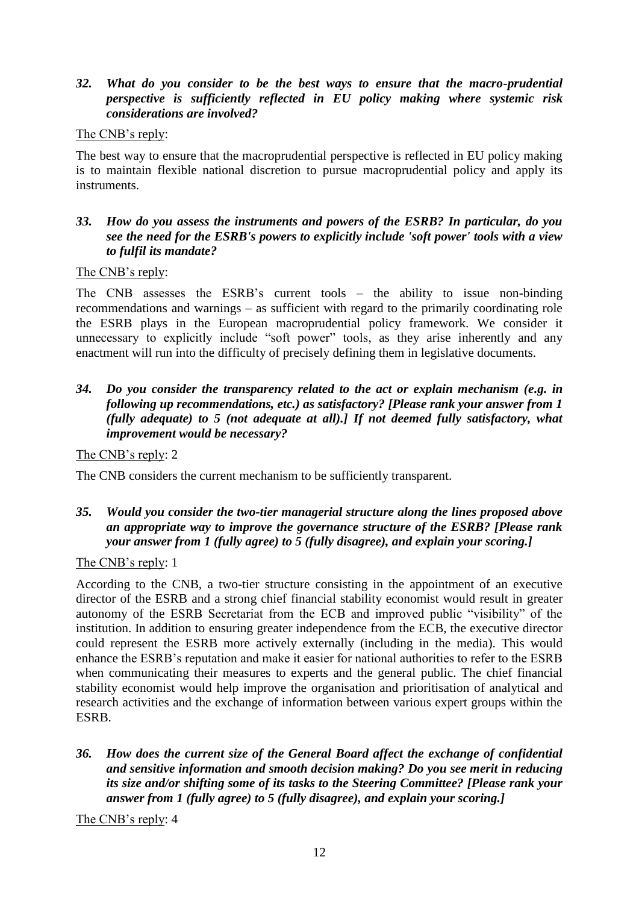***32. What do you consider to be the best ways to ensure that the macro-prudential perspective is sufficiently reflected in EU policy making where systemic risk considerations are involved?***

The CNB's reply:

The best way to ensure that the macroprudential perspective is reflected in EU policy making is to maintain flexible national discretion to pursue macroprudential policy and apply its instruments.

***33. How do you assess the instruments and powers of the ESRB? In particular, do you see the need for the ESRB's powers to explicitly include 'soft power' tools with a view to fulfil its mandate?***

The CNB's reply:

The CNB assesses the ESRB's current tools – the ability to issue non-binding recommendations and warnings – as sufficient with regard to the primarily coordinating role the ESRB plays in the European macroprudential policy framework. We consider it unnecessary to explicitly include "soft power" tools, as they arise inherently and any enactment will run into the difficulty of precisely defining them in legislative documents.

***34. Do you consider the transparency related to the act or explain mechanism (e.g. in following up recommendations, etc.) as satisfactory? [Please rank your answer from 1 (fully adequate) to 5 (not adequate at all).] If not deemed fully satisfactory, what improvement would be necessary?***

The CNB's reply: 2

The CNB considers the current mechanism to be sufficiently transparent.

***35. Would you consider the two-tier managerial structure along the lines proposed above an appropriate way to improve the governance structure of the ESRB? [Please rank your answer from 1 (fully agree) to 5 (fully disagree), and explain your scoring.]***

The CNB's reply: 1

According to the CNB, a two-tier structure consisting in the appointment of an executive director of the ESRB and a strong chief financial stability economist would result in greater autonomy of the ESRB Secretariat from the ECB and improved public "visibility" of the institution. In addition to ensuring greater independence from the ECB, the executive director could represent the ESRB more actively externally (including in the media). This would enhance the ESRB's reputation and make it easier for national authorities to refer to the ESRB when communicating their measures to experts and the general public. The chief financial stability economist would help improve the organisation and prioritisation of analytical and research activities and the exchange of information between various expert groups within the ESRB.

***36. How does the current size of the General Board affect the exchange of confidential and sensitive information and smooth decision making? Do you see merit in reducing its size and/or shifting some of its tasks to the Steering Committee? [Please rank your answer from 1 (fully agree) to 5 (fully disagree), and explain your scoring.]***

The CNB's reply: 4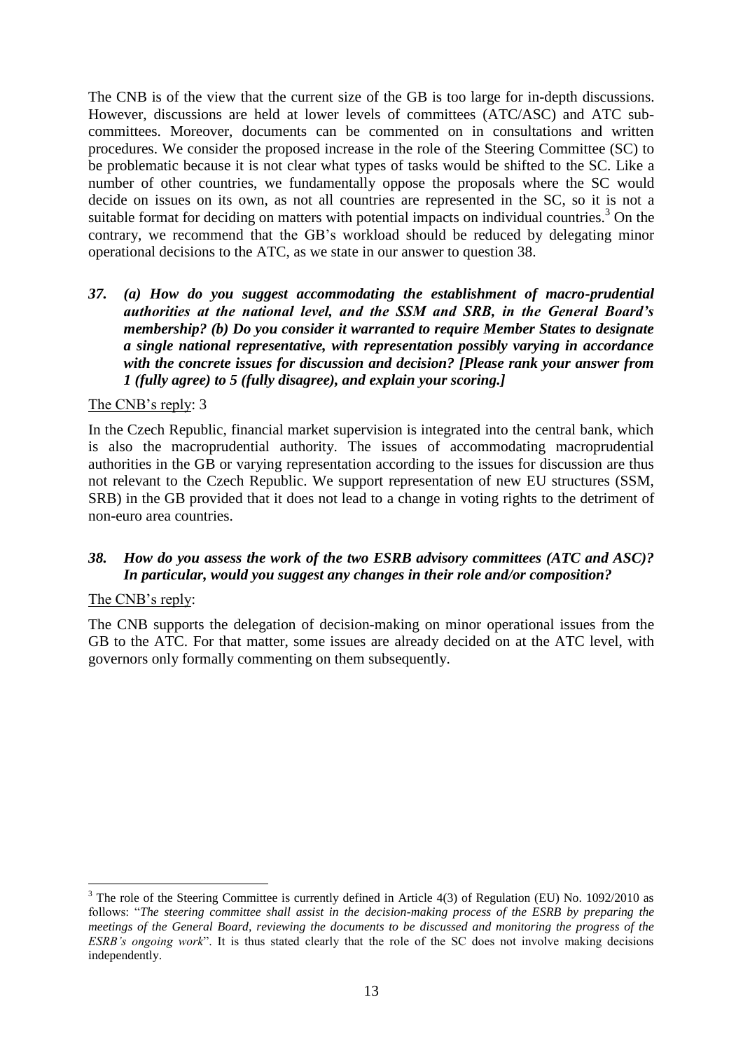The CNB is of the view that the current size of the GB is too large for in-depth discussions. However, discussions are held at lower levels of committees (ATC/ASC) and ATC sub-committees. Moreover, documents can be commented on in consultations and written procedures. We consider the proposed increase in the role of the Steering Committee (SC) to be problematic because it is not clear what types of tasks would be shifted to the SC. Like a number of other countries, we fundamentally oppose the proposals where the SC would decide on issues on its own, as not all countries are represented in the SC, so it is not a suitable format for deciding on matters with potential impacts on individual countries.[3] On the contrary, we recommend that the GB's workload should be reduced by delegating minor operational decisions to the ATC, as we state in our answer to question 38.

***37. (a) How do you suggest accommodating the establishment of macro-prudential authorities at the national level, and the SSM and SRB, in the General Board's membership? (b) Do you consider it warranted to require Member States to designate a single national representative, with representation possibly varying in accordance with the concrete issues for discussion and decision? [Please rank your answer from 1 (fully agree) to 5 (fully disagree), and explain your scoring.]***

<u>The CNB's reply</u>: 3

In the Czech Republic, financial market supervision is integrated into the central bank, which is also the macroprudential authority. The issues of accommodating macroprudential authorities in the GB or varying representation according to the issues for discussion are thus not relevant to the Czech Republic. We support representation of new EU structures (SSM, SRB) in the GB provided that it does not lead to a change in voting rights to the detriment of non-euro area countries.

***38. How do you assess the work of the two ESRB advisory committees (ATC and ASC)? In particular, would you suggest any changes in their role and/or composition?***

<u>The CNB's reply</u>:

The CNB supports the delegation of decision-making on minor operational issues from the GB to the ATC. For that matter, some issues are already decided on at the ATC level, with governors only formally commenting on them subsequently.

---

[3] The role of the Steering Committee is currently defined in Article 4(3) of Regulation (EU) No. 1092/2010 as follows: "*The steering committee shall assist in the decision-making process of the ESRB by preparing the meetings of the General Board, reviewing the documents to be discussed and monitoring the progress of the ESRB's ongoing work*". It is thus stated clearly that the role of the SC does not involve making decisions independently.